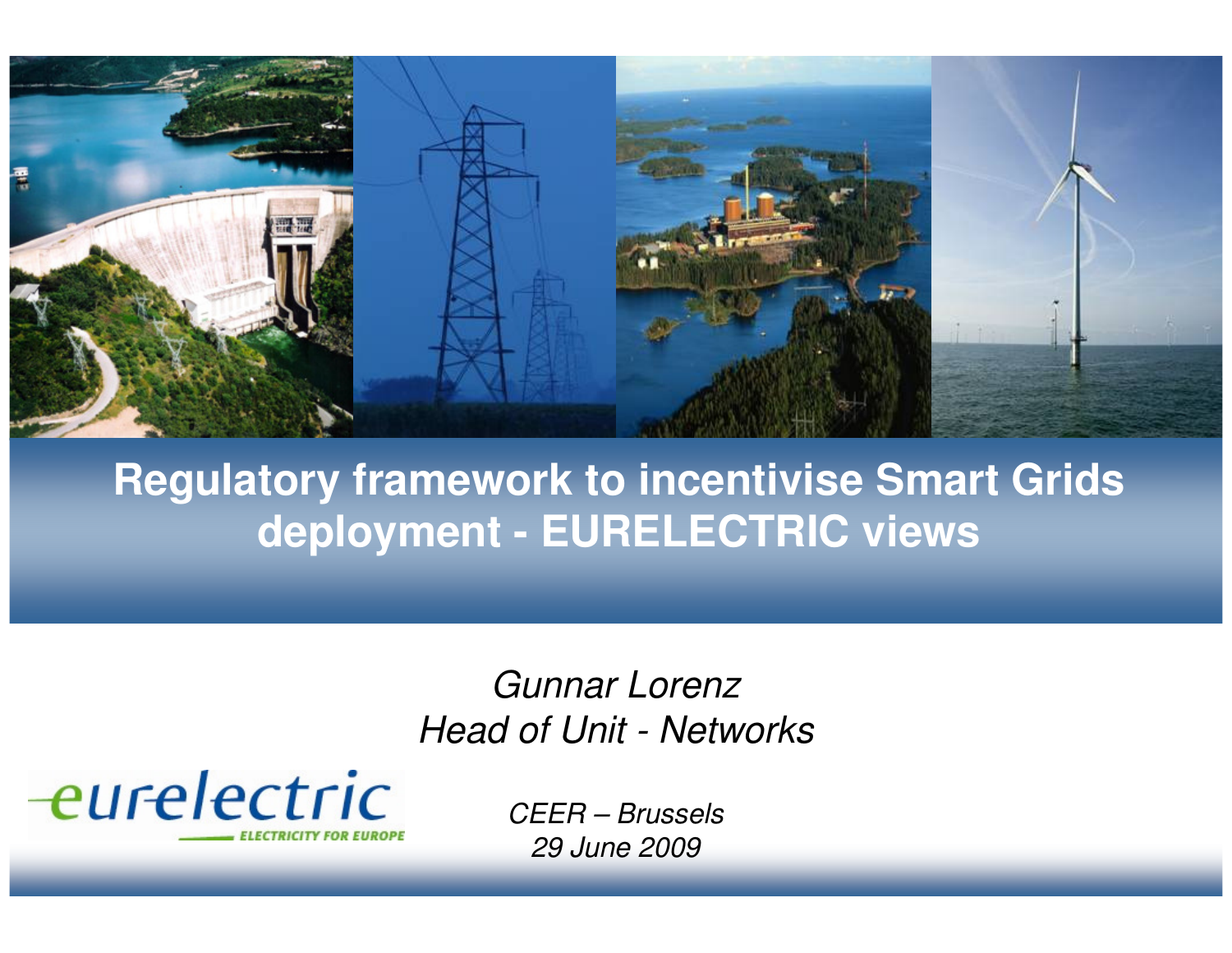# Regulatory framework to incentivise Smart Grids deployment - EURELECTRIC views

*Gunnar Lorenz*
*Head of Unit - Networks*

eurelectric
ELECTRICITY FOR EUROPE

*CEER – Brussels*
*29 June 2009*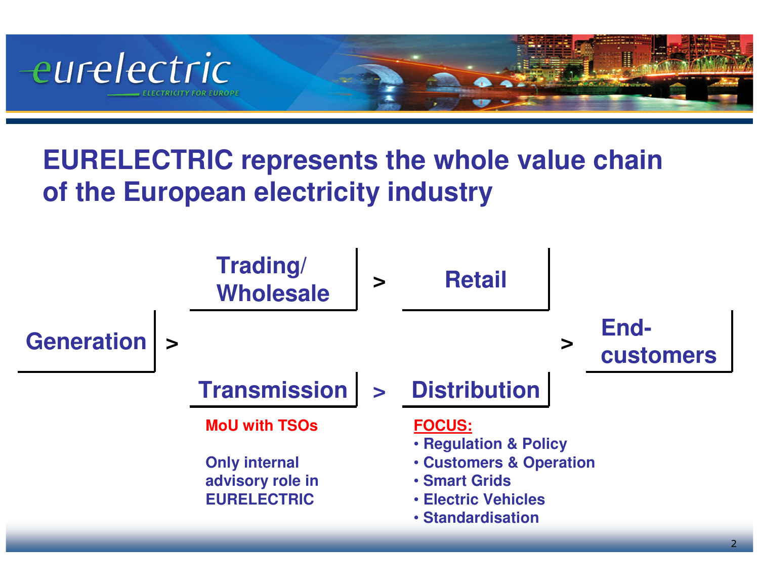# EURELECTRIC represents the whole value chain of the European electricity industry

**Generation** > **Trading/ Wholesale** > **Retail** > **End-customers**

**Generation** > **Transmission** > **Distribution** > **End-customers**

**Transmission:**

MoU with TSOs

Only internal advisory role in EURELECTRIC

**Distribution:**

FOCUS:

- Regulation & Policy
- Customers & Operation
- Smart Grids
- Electric Vehicles
- Standardisation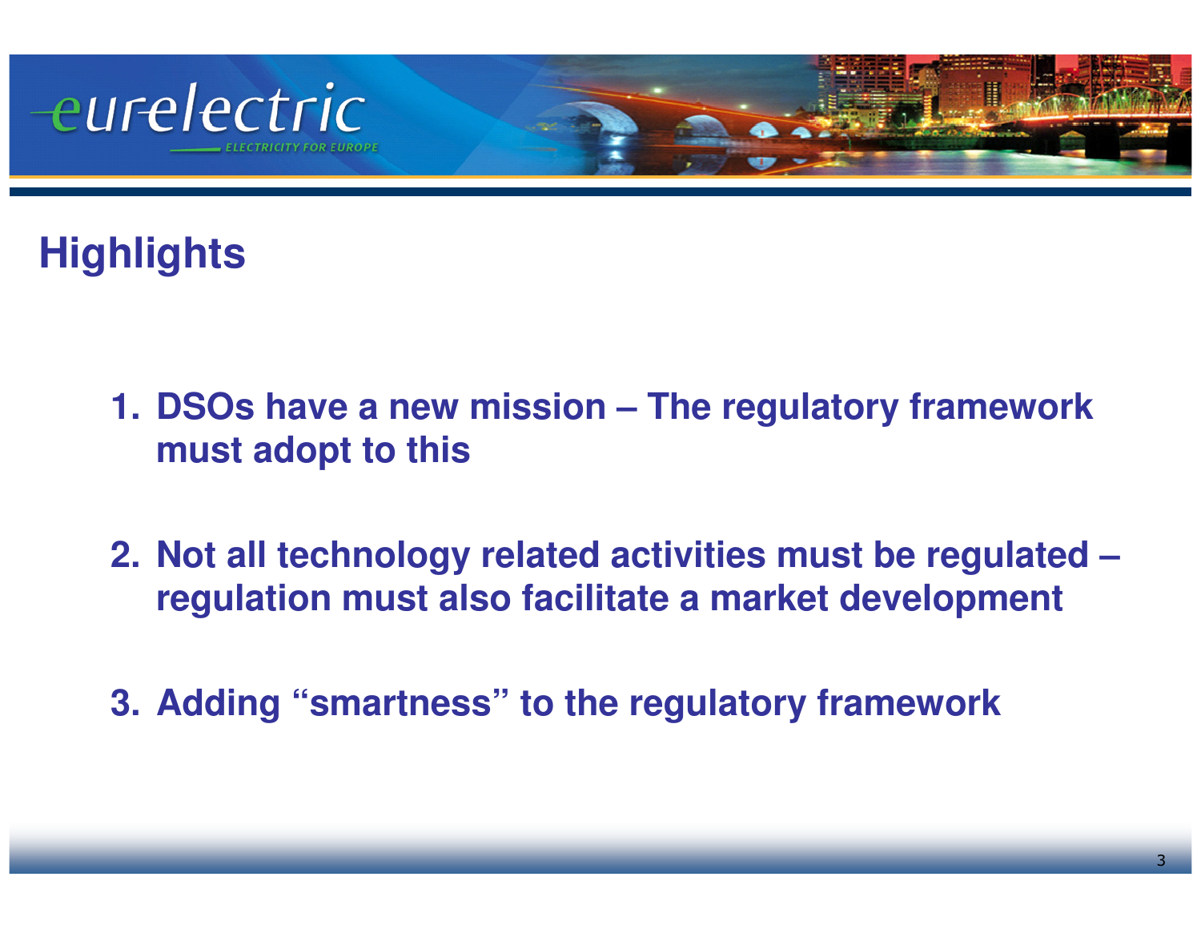## Highlights

1. DSOs have a new mission – The regulatory framework must adopt to this

2. Not all technology related activities must be regulated – regulation must also facilitate a market development

3. Adding "smartness" to the regulatory framework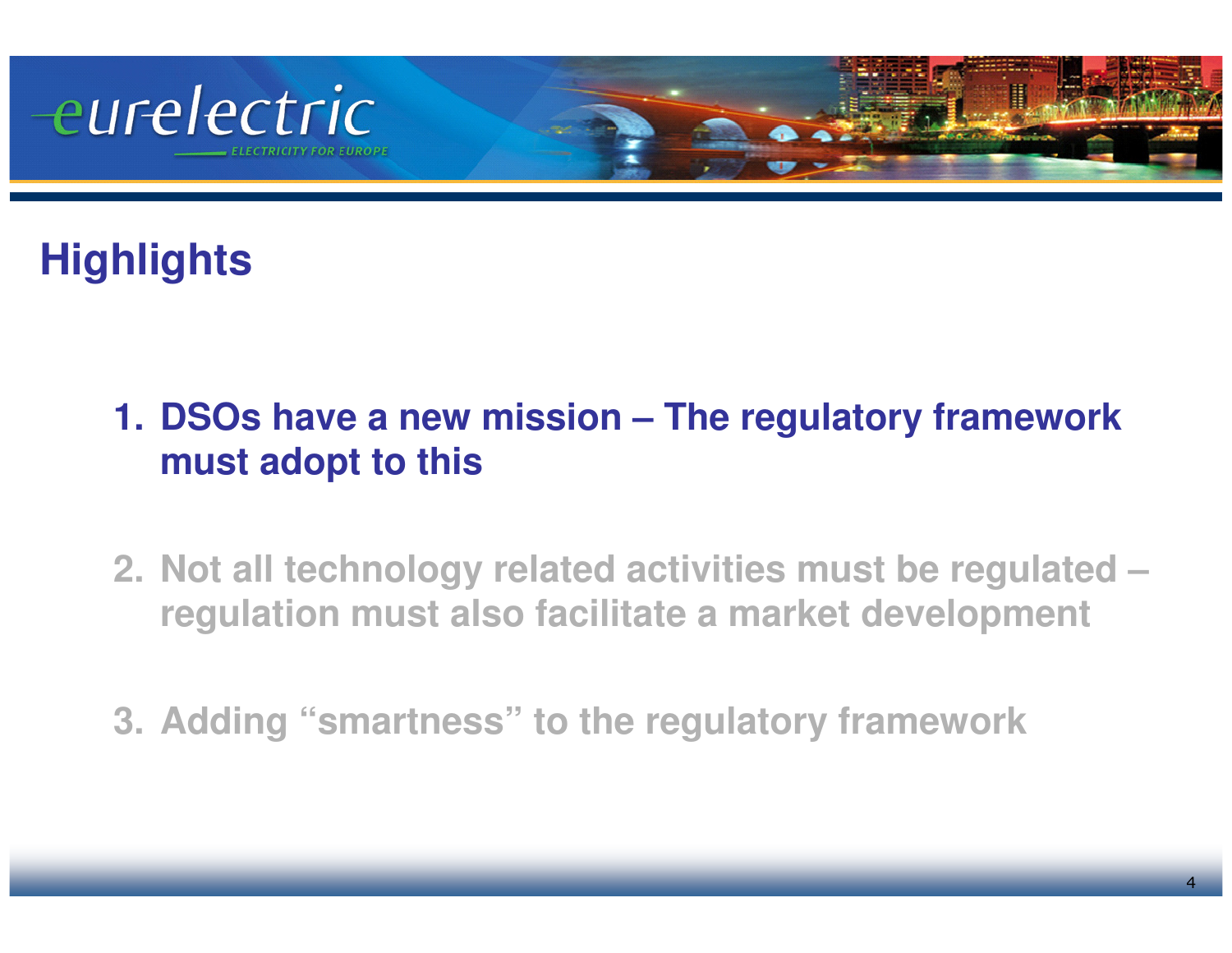# Highlights

1. **DSOs have a new mission – The regulatory framework must adopt to this**

2. Not all technology related activities must be regulated – regulation must also facilitate a market development

3. Adding "smartness" to the regulatory framework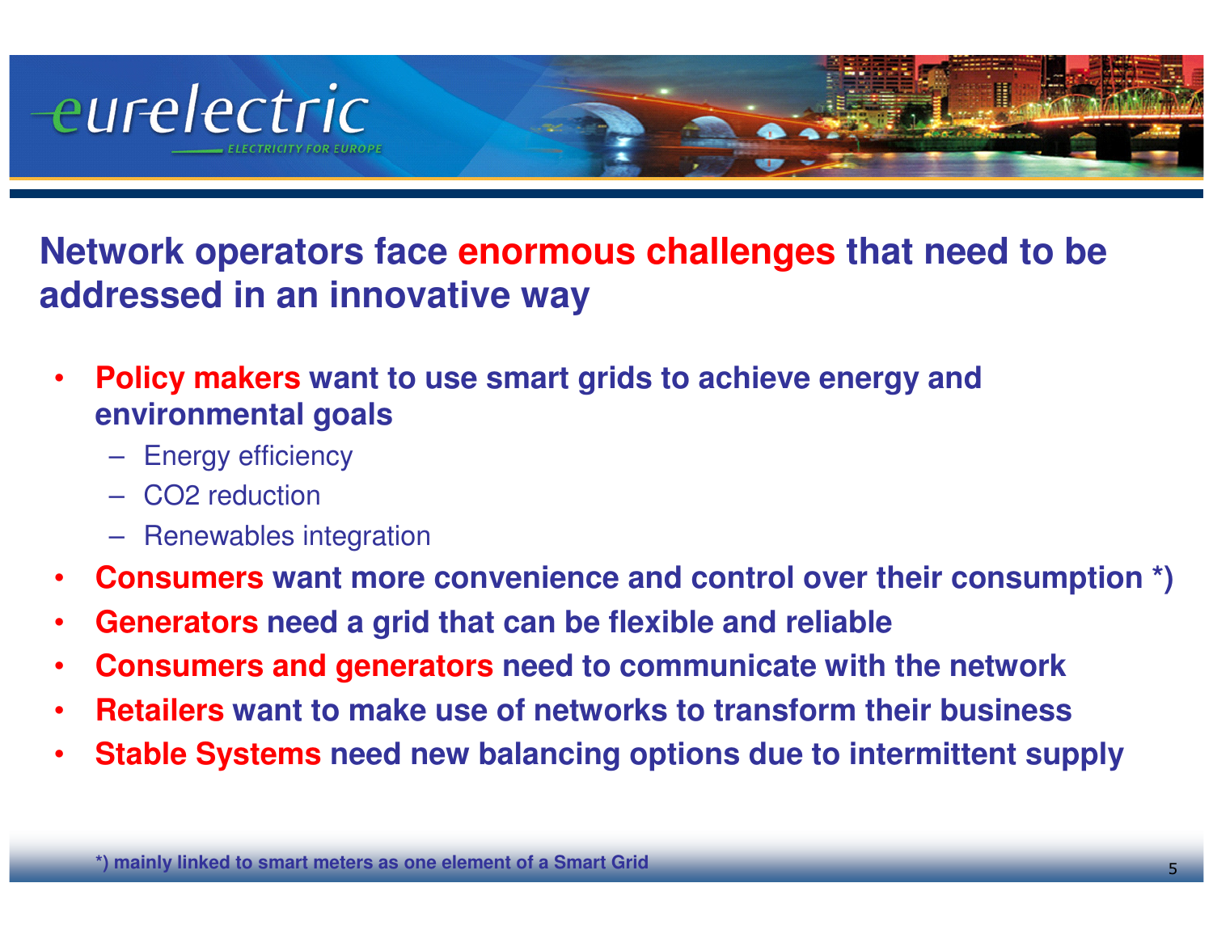# Network operators face **enormous challenges** that need to be addressed in an innovative way

- **Policy makers** want to use smart grids to achieve energy and environmental goals
  - Energy efficiency
  - $CO_2$ reduction
  - Renewables integration
- **Consumers** want more convenience and control over their consumption *)
- **Generators** need a grid that can be flexible and reliable
- **Consumers and generators** need to communicate with the network
- **Retailers** want to make use of networks to transform their business
- **Stable Systems** need new balancing options due to intermittent supply

*) mainly linked to smart meters as one element of a Smart Grid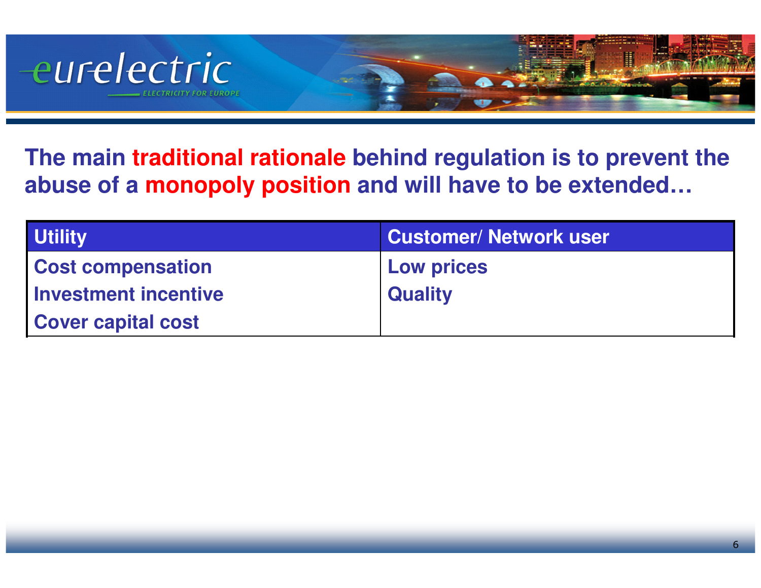## The main **traditional rationale** behind regulation is to prevent the abuse of a **monopoly position** and will have to be extended…

| Utility | Customer/ Network user |
|---|---|
| Cost compensation | Low prices |
| Investment incentive | Quality |
| Cover capital cost | |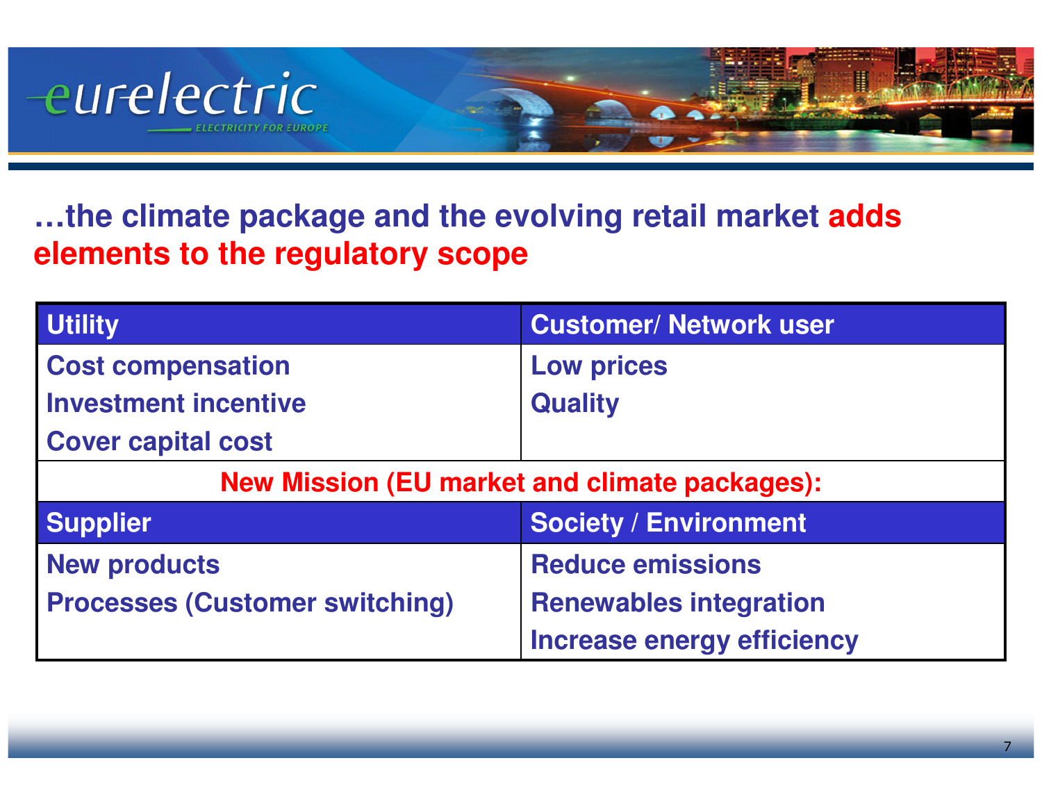## …the climate package and the evolving retail market adds elements to the regulatory scope

| Utility | Customer/ Network user |
|---|---|
| Cost compensation<br>Investment incentive<br>Cover capital cost | Low prices<br>Quality |
| **New Mission (EU market and climate packages):** | |
| **Supplier** | **Society / Environment** |
| New products<br>Processes (Customer switching) | Reduce emissions<br>Renewables integration<br>Increase energy efficiency |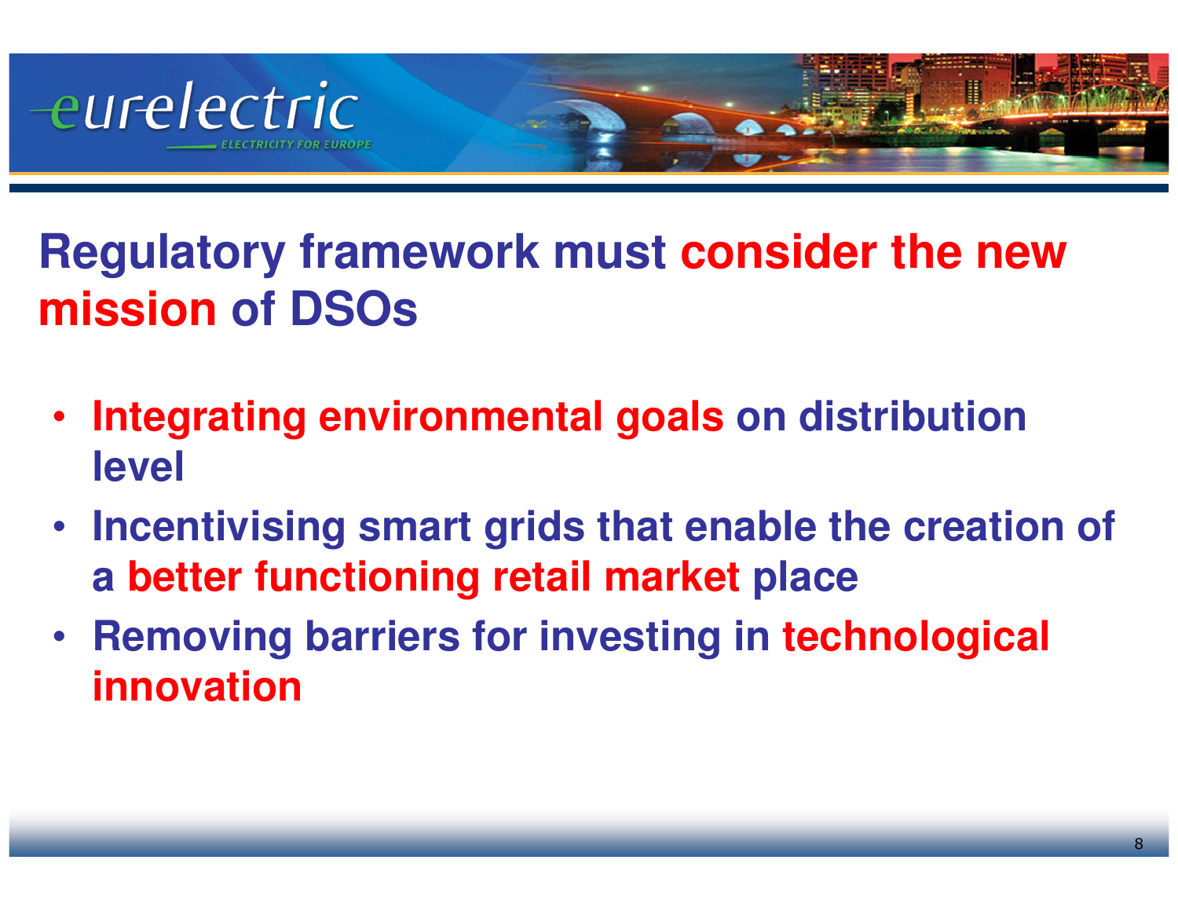# Regulatory framework must consider the new mission of DSOs

- Integrating environmental goals on distribution level
- Incentivising smart grids that enable the creation of a better functioning retail market place
- Removing barriers for investing in technological innovation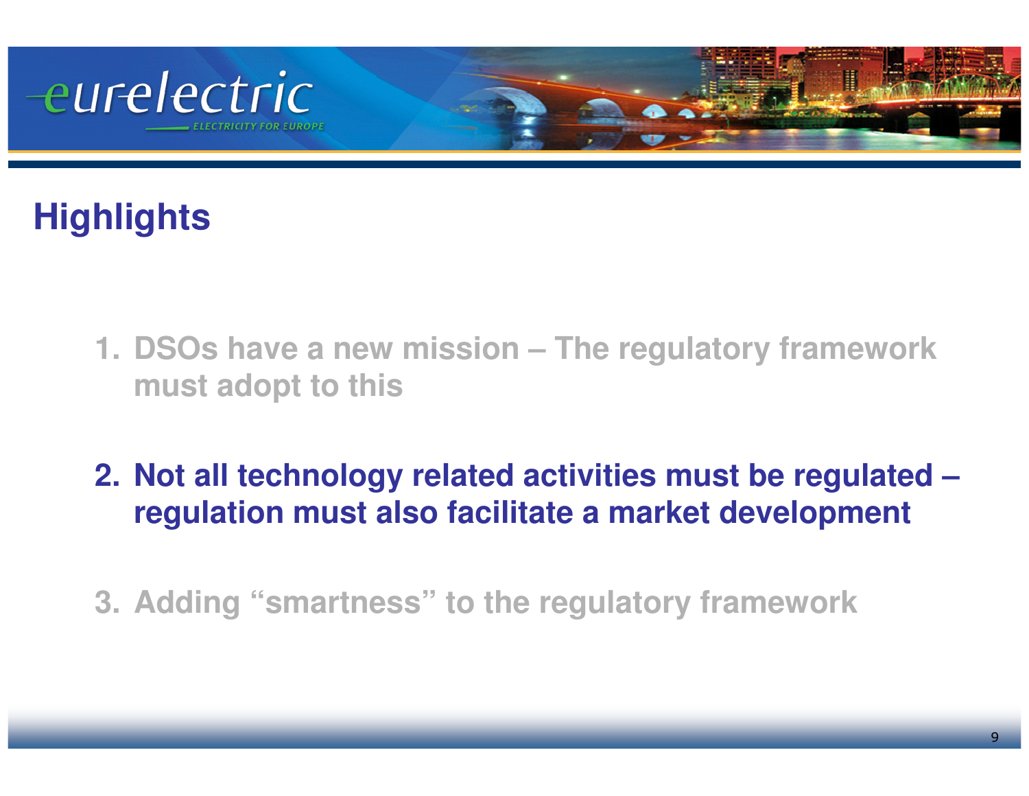# Highlights

1. DSOs have a new mission – The regulatory framework must adopt to this

2. **Not all technology related activities must be regulated – regulation must also facilitate a market development**

3. Adding “smartness” to the regulatory framework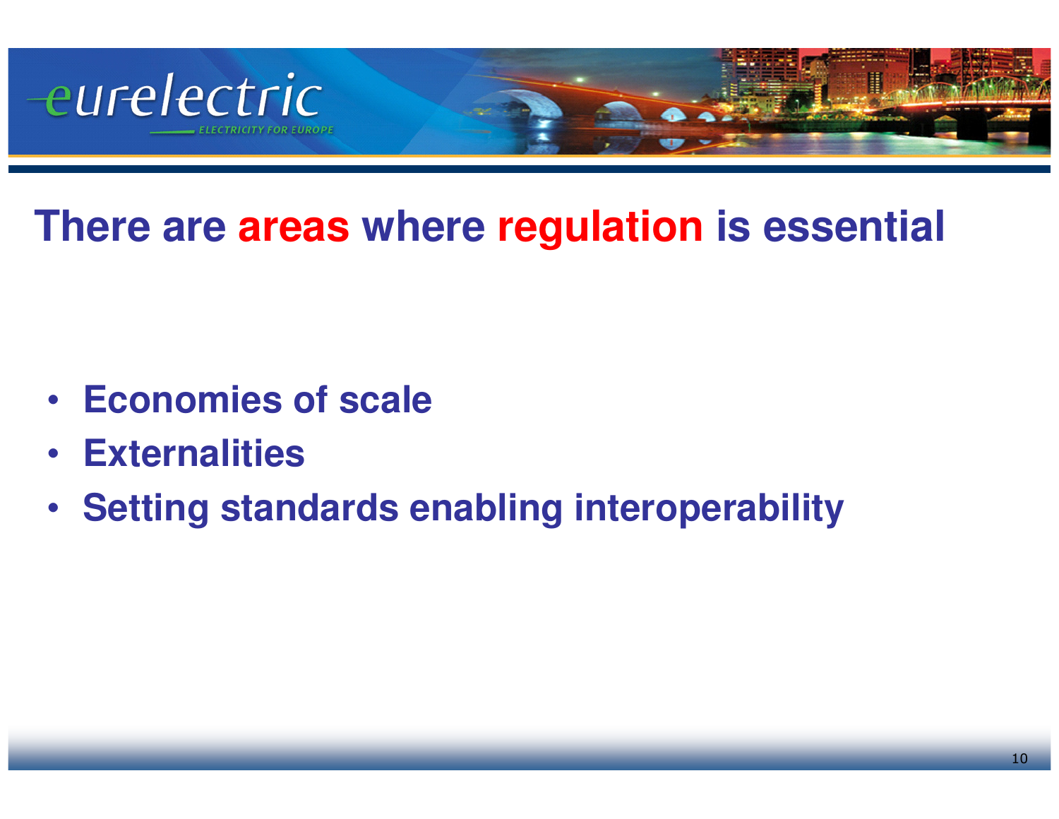# There are areas where regulation is essential

- Economies of scale
- Externalities
- Setting standards enabling interoperability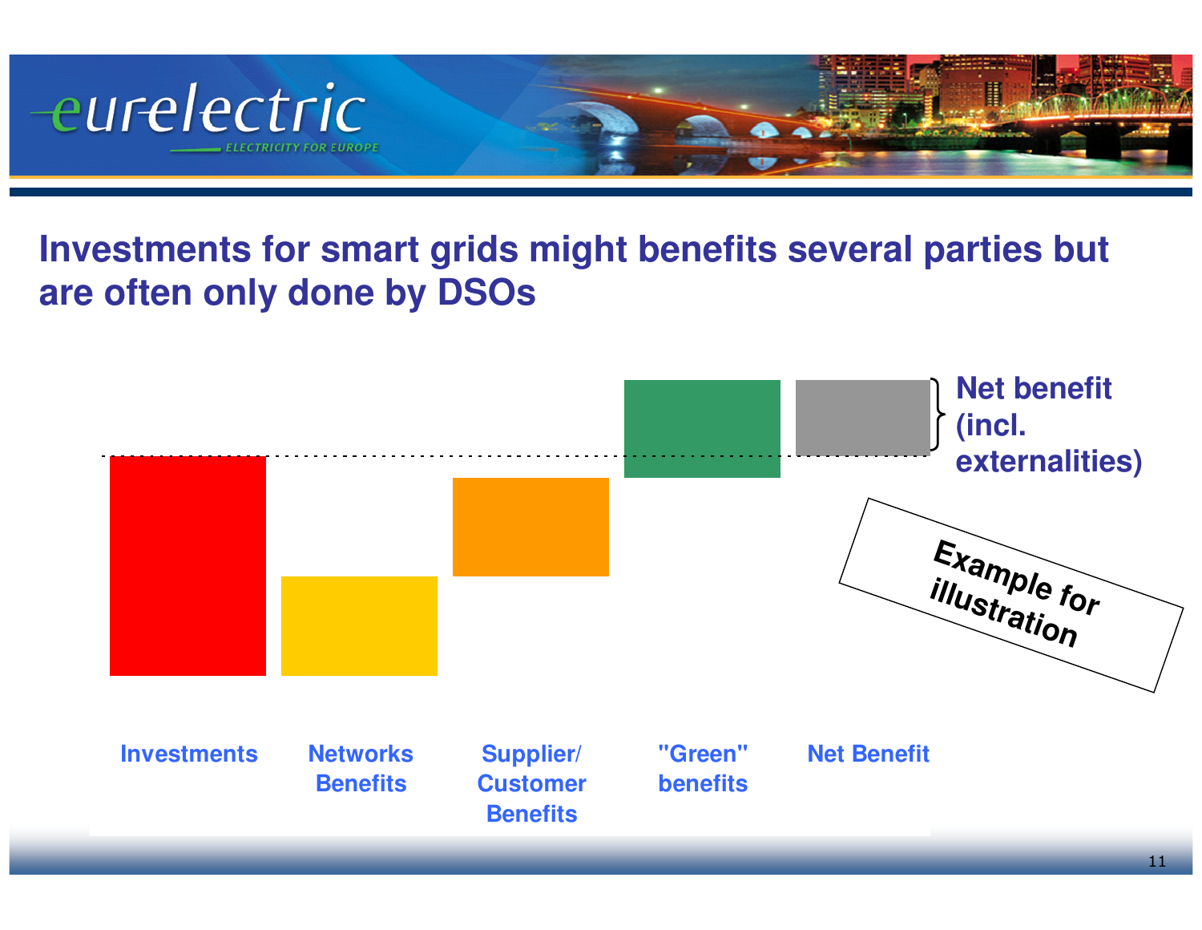## Investments for smart grids might benefits several parties but are often only done by DSOs

Net benefit (incl. externalities)

Example for illustration

Investments | Networks Benefits | Supplier/ Customer Benefits | "Green" benefits | Net Benefit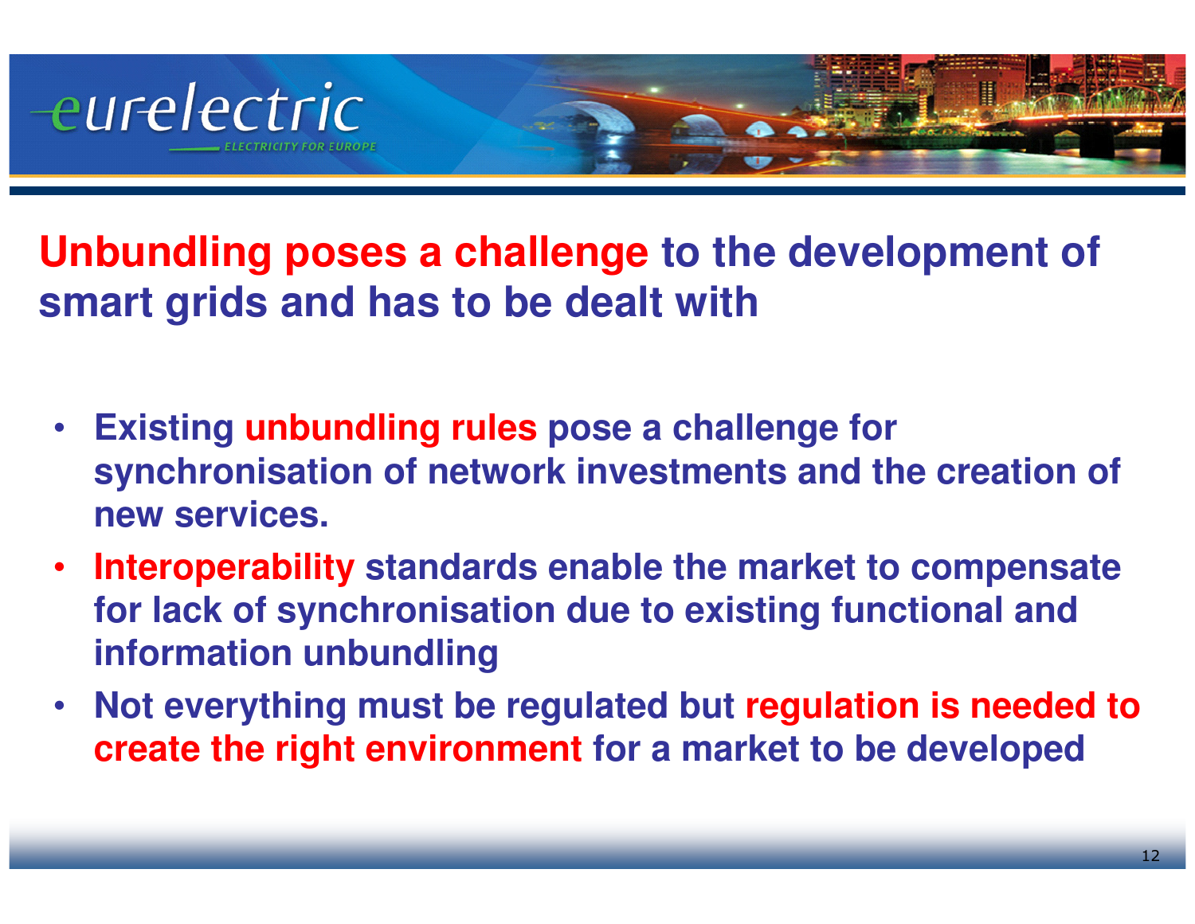# Unbundling poses a challenge to the development of smart grids and has to be dealt with

- Existing **unbundling rules** pose a challenge for synchronisation of network investments and the creation of new services.
- **Interoperability** standards enable the market to compensate for lack of synchronisation due to existing functional and information unbundling
- Not everything must be regulated but **regulation is needed to create the right environment** for a market to be developed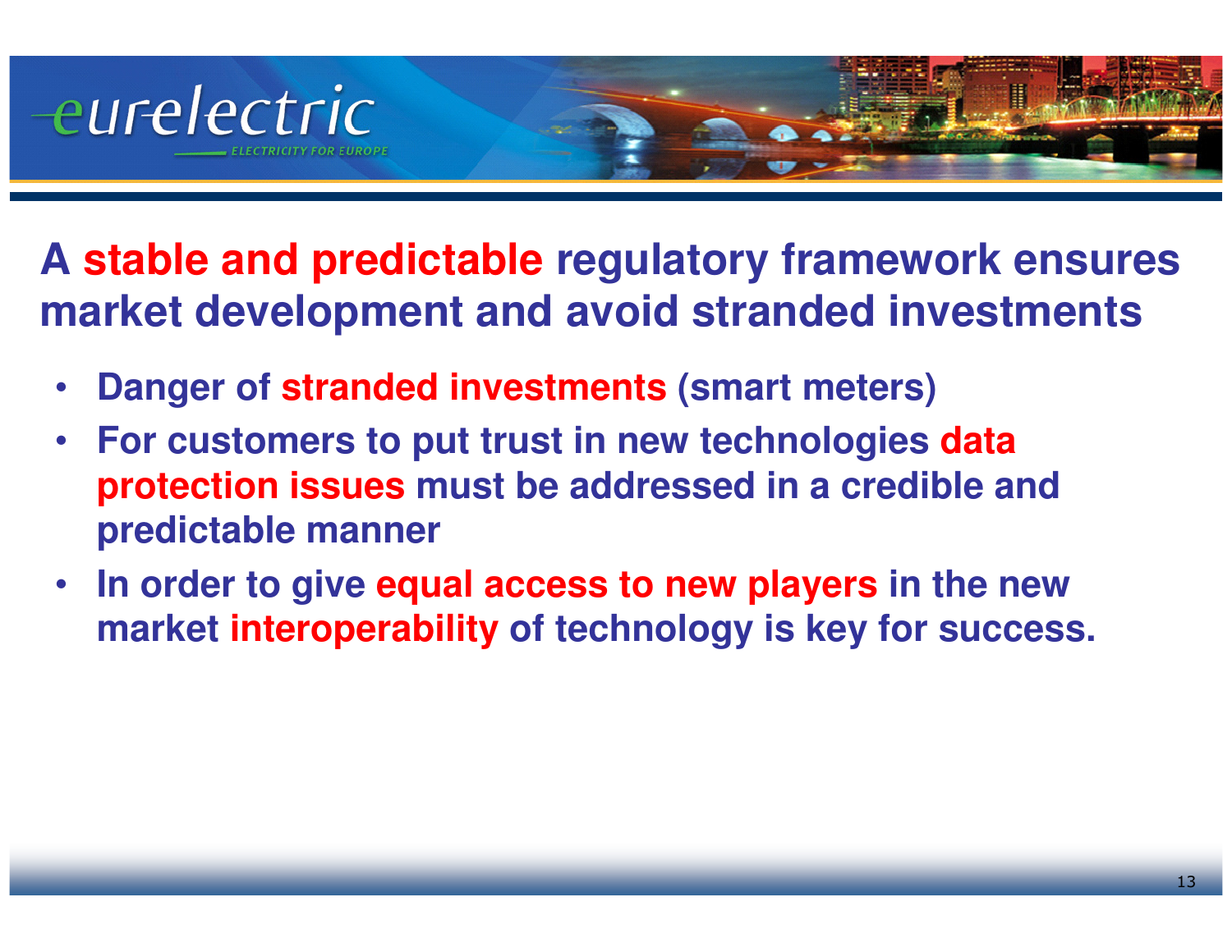## A stable and predictable regulatory framework ensures market development and avoid stranded investments

- Danger of stranded investments (smart meters)
- For customers to put trust in new technologies data protection issues must be addressed in a credible and predictable manner
- In order to give equal access to new players in the new market interoperability of technology is key for success.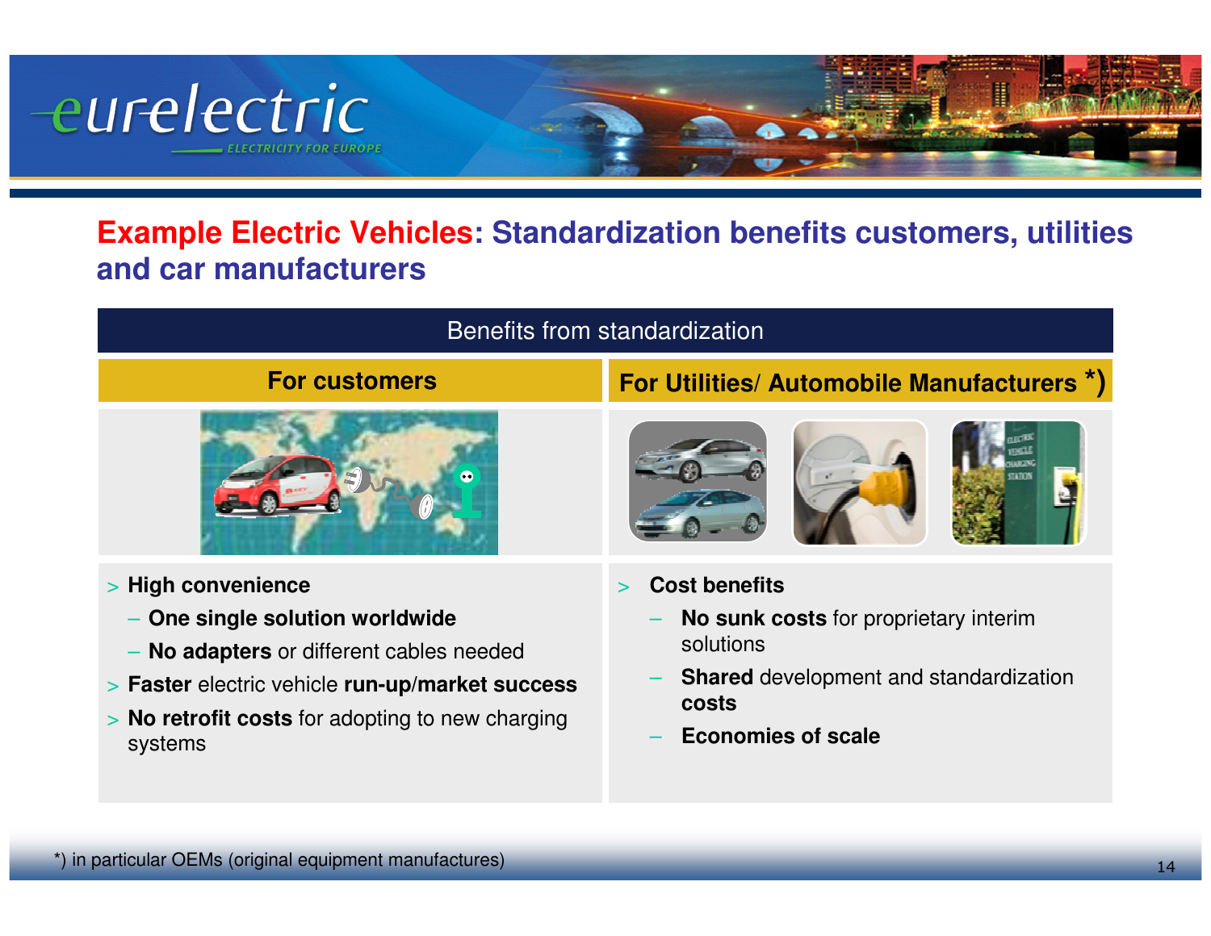## Example Electric Vehicles: Standardization benefits customers, utilities and car manufacturers

**Benefits from standardization**

### For customers

- **High convenience**
  - **One single solution worldwide**
  - **No adapters** or different cables needed
- **Faster** electric vehicle **run-up**/**market success**
- **No retrofit costs** for adopting to new charging systems

### For Utilities/ Automobile Manufacturers *)

- **Cost benefits**
  - **No sunk costs** for proprietary interim solutions
  - **Shared** development and standardization **costs**
  - **Economies of scale**

*) in particular OEMs (original equipment manufactures)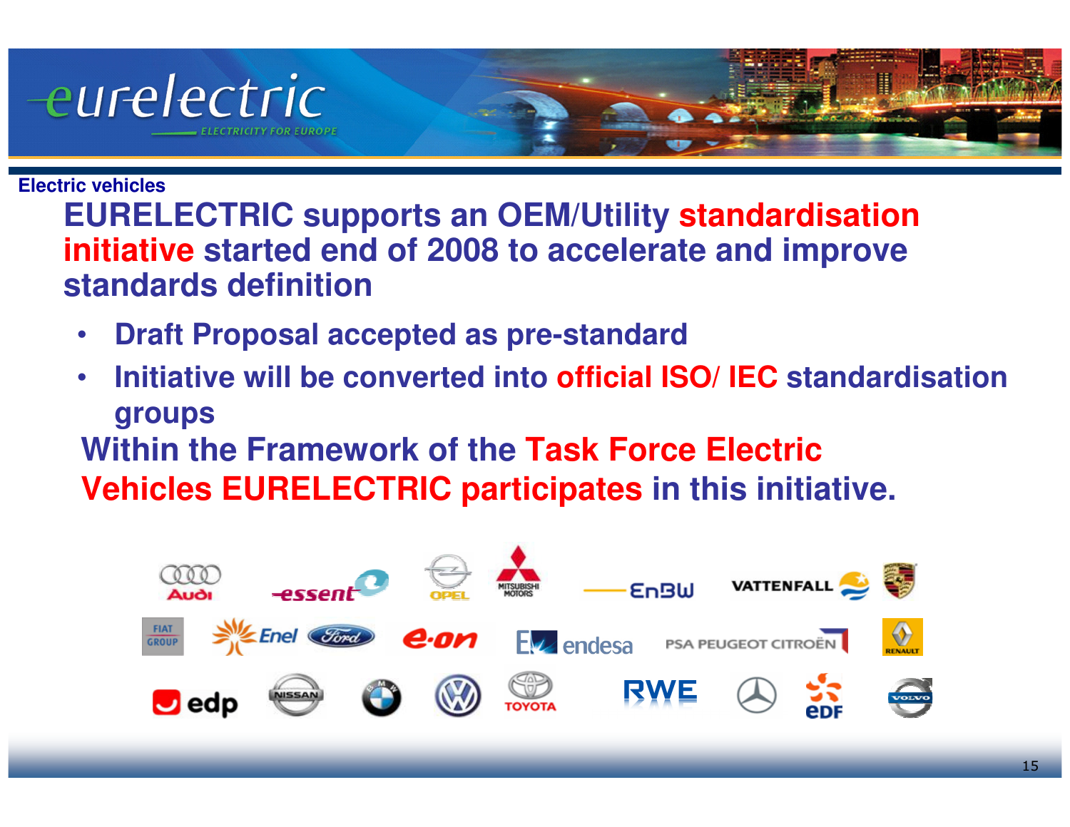Electric vehicles

## EURELECTRIC supports an OEM/Utility standardisation initiative started end of 2008 to accelerate and improve standards definition

- Draft Proposal accepted as pre-standard
- Initiative will be converted into official ISO/ IEC standardisation groups

**Within the Framework of the Task Force Electric Vehicles EURELECTRIC participates in this initiative.**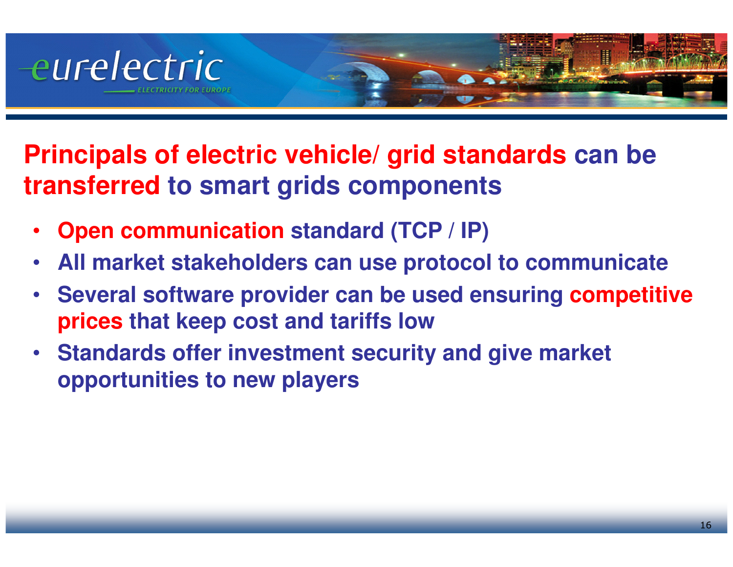## Principals of electric vehicle/ grid standards can be transferred to smart grids components

- Open communication standard (TCP / IP)
- All market stakeholders can use protocol to communicate
- Several software provider can be used ensuring competitive prices that keep cost and tariffs low
- Standards offer investment security and give market opportunities to new players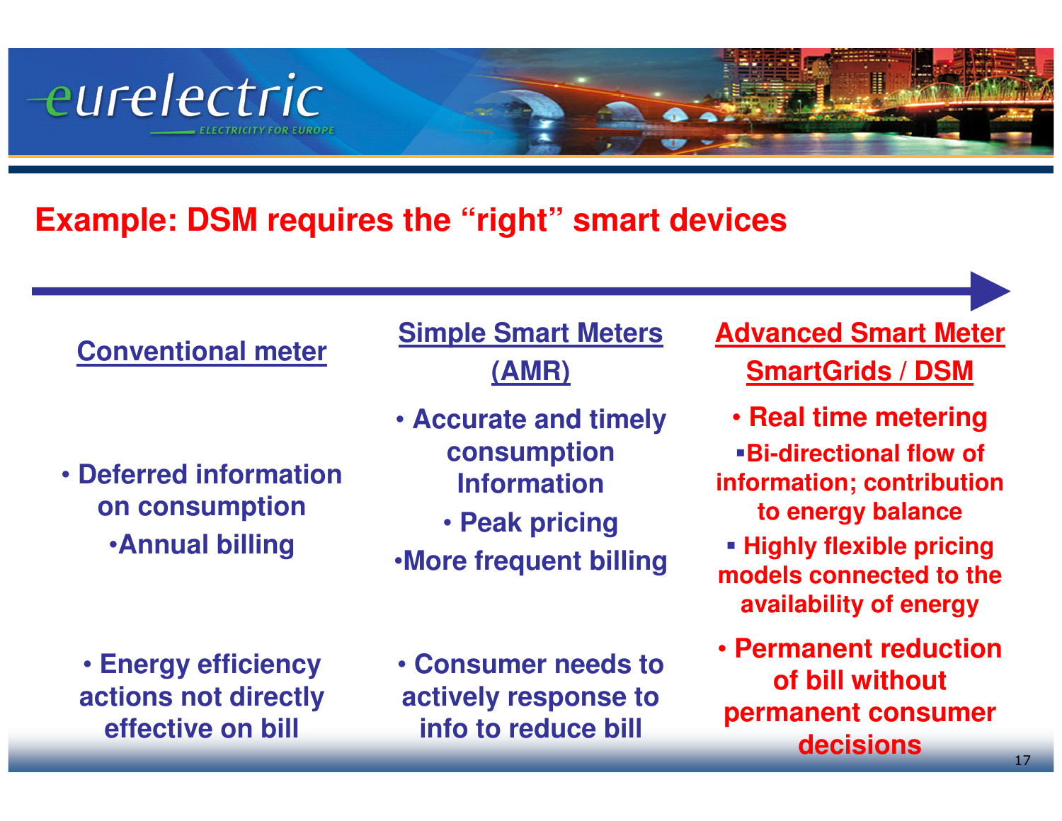## Example: DSM requires the "right" smart devices

| Conventional meter | Simple Smart Meters (AMR) | Advanced Smart Meter SmartGrids / DSM |
| --- | --- | --- |
| • Deferred information on consumption<br>• Annual billing | • Accurate and timely consumption Information<br>• Peak pricing<br>• More frequent billing | • Real time metering<br>▪ Bi-directional flow of information; contribution to energy balance<br>▪ Highly flexible pricing models connected to the availability of energy |
| • Energy efficiency actions not directly effective on bill | • Consumer needs to actively response to info to reduce bill | • Permanent reduction of bill without permanent consumer decisions |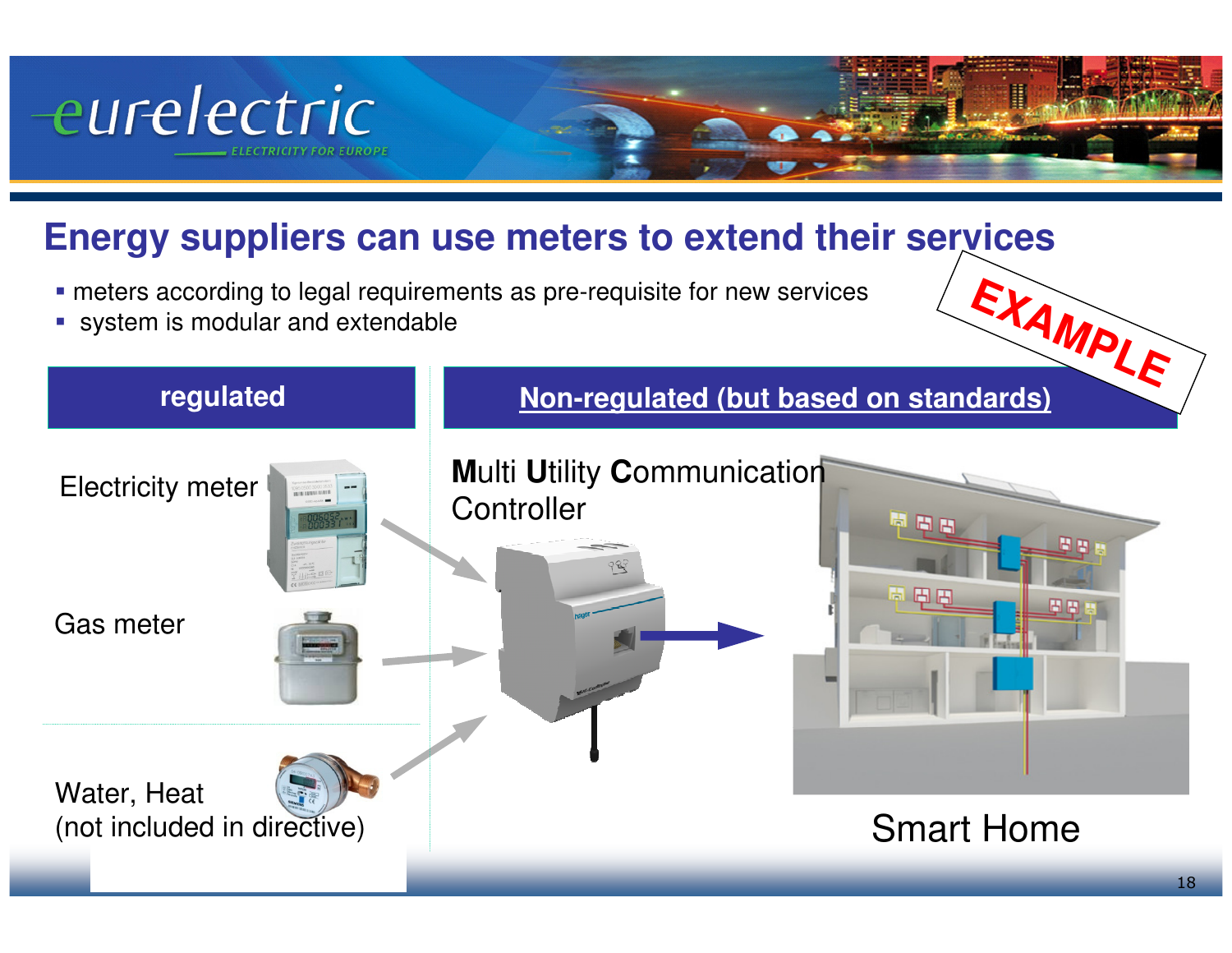# Energy suppliers can use meters to extend their services

EXAMPLE

- meters according to legal requirements as pre-requisite for new services
- system is modular and extendable

| regulated | Non-regulated (but based on standards) |
|---|---|

Electricity meter

Gas meter

Water, Heat
(not included in directive)

**M**ulti **U**tility **C**ommunication Controller

Smart Home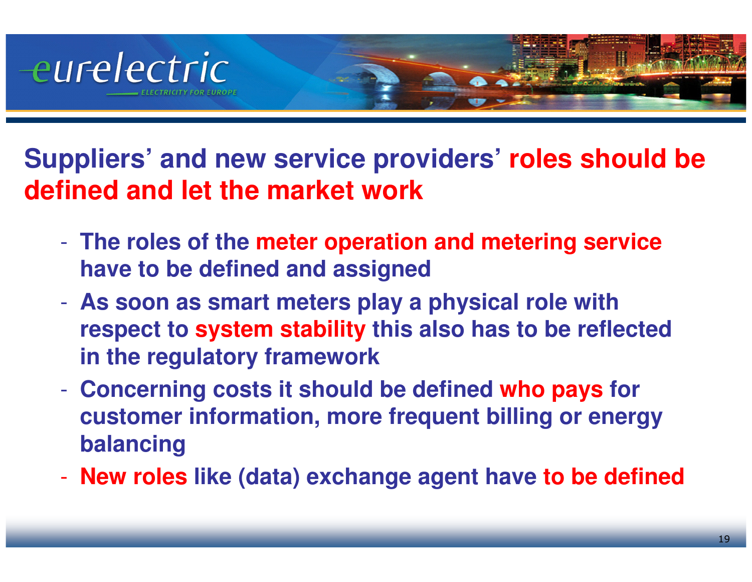## Suppliers' and new service providers' roles should be defined and let the market work

- The roles of the meter operation and metering service have to be defined and assigned
- As soon as smart meters play a physical role with respect to system stability this also has to be reflected in the regulatory framework
- Concerning costs it should be defined who pays for customer information, more frequent billing or energy balancing
- New roles like (data) exchange agent have to be defined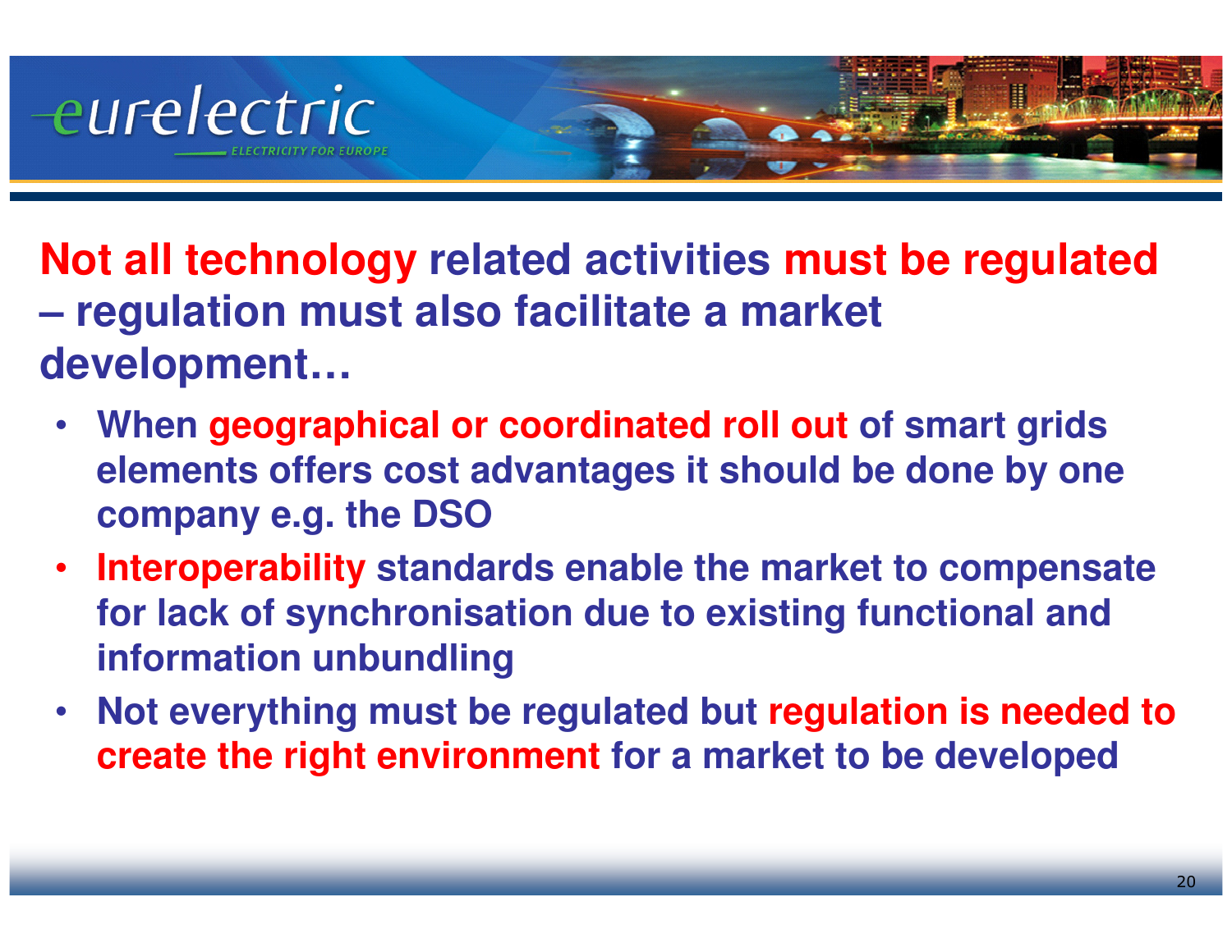# Not all technology related activities must be regulated – regulation must also facilitate a market development…

- When geographical or coordinated roll out of smart grids elements offers cost advantages it should be done by one company e.g. the DSO
- Interoperability standards enable the market to compensate for lack of synchronisation due to existing functional and information unbundling
- Not everything must be regulated but regulation is needed to create the right environment for a market to be developed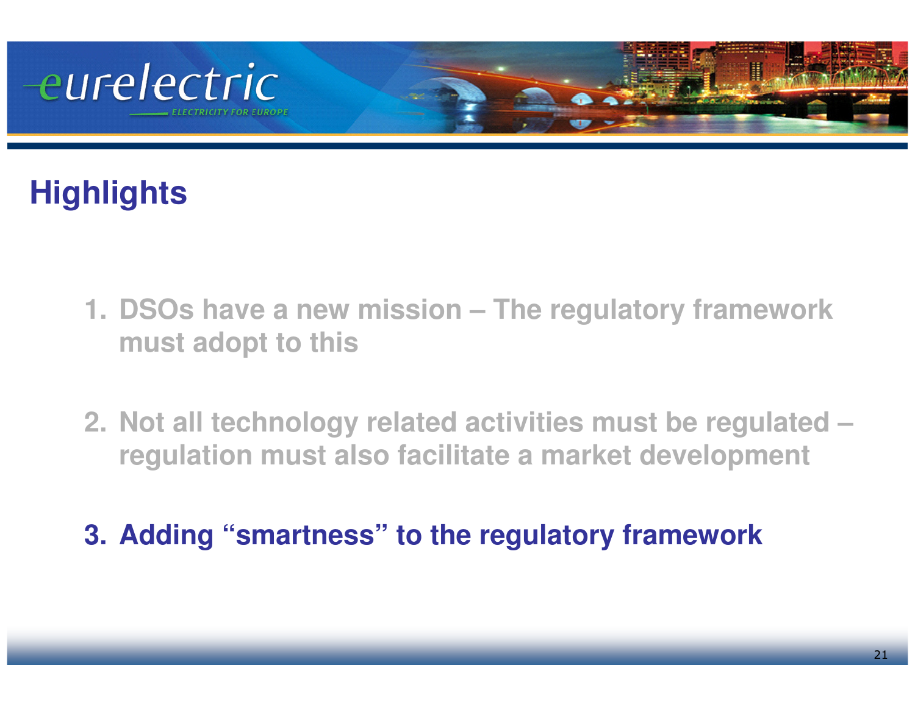## Highlights

1. DSOs have a new mission – The regulatory framework must adopt to this

2. Not all technology related activities must be regulated – regulation must also facilitate a market development

3. **Adding "smartness" to the regulatory framework**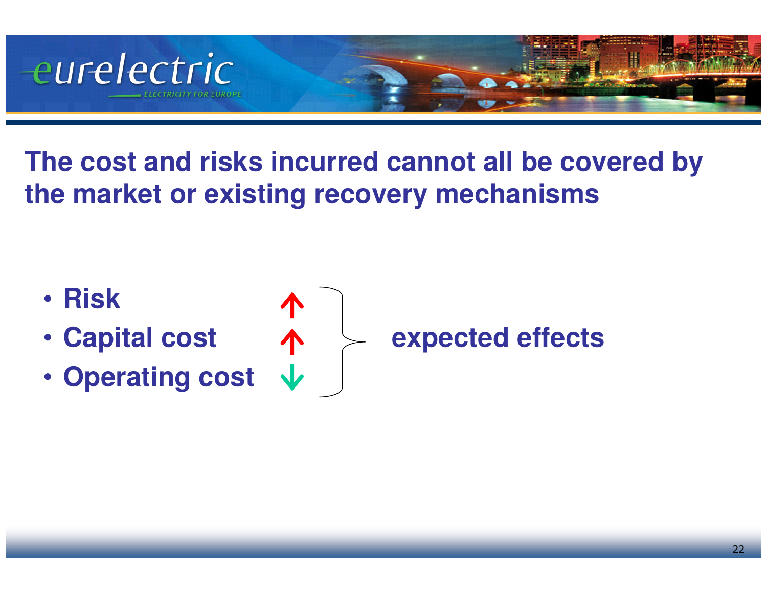# The cost and risks incurred cannot all be covered by the market or existing recovery mechanisms

- **Risk** ↑
- **Capital cost** ↑
- **Operating cost** ↓

} **expected effects**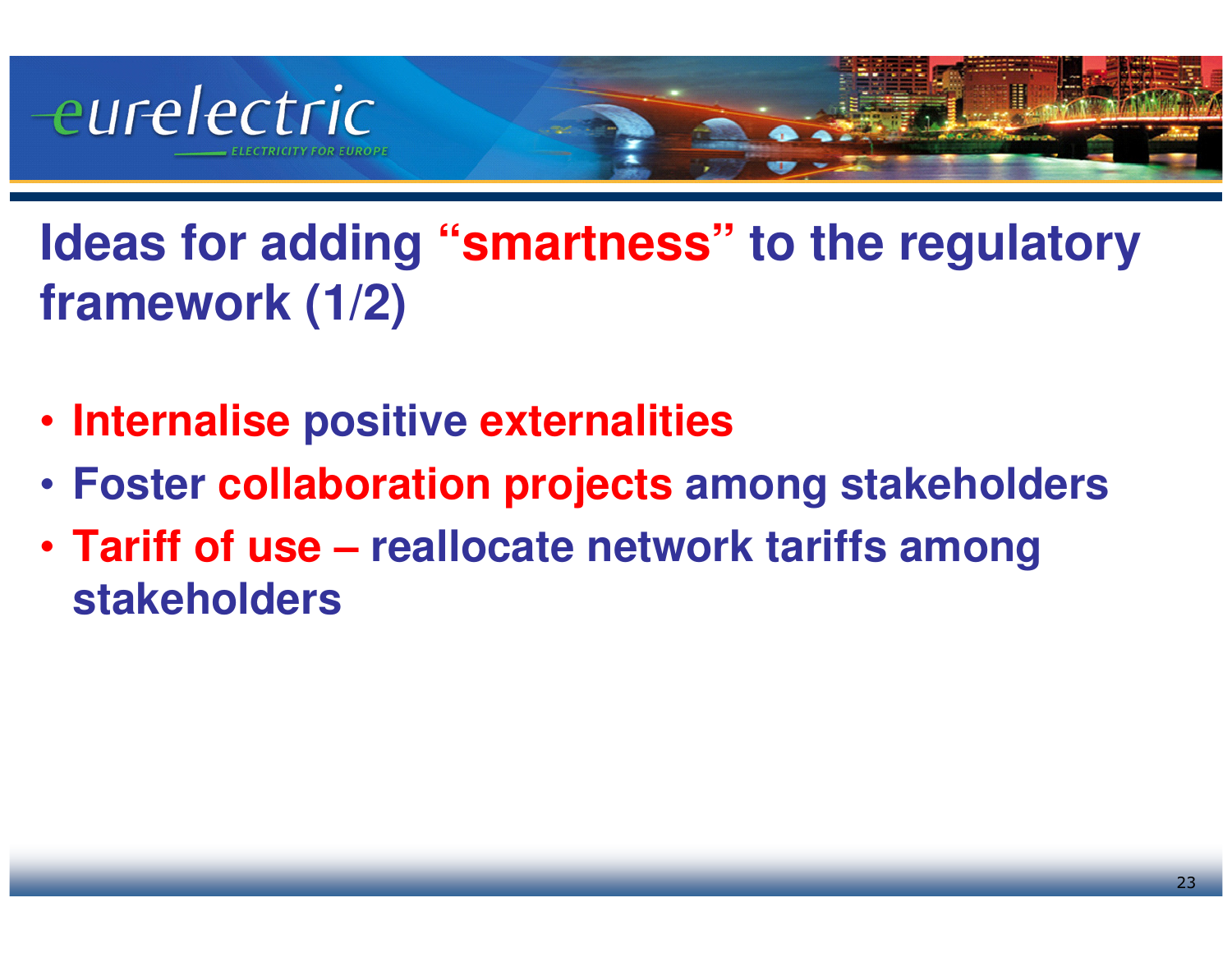# Ideas for adding "smartness" to the regulatory framework (1/2)

- **Internalise positive externalities**
- **Foster collaboration projects among stakeholders**
- **Tariff of use – reallocate network tariffs among stakeholders**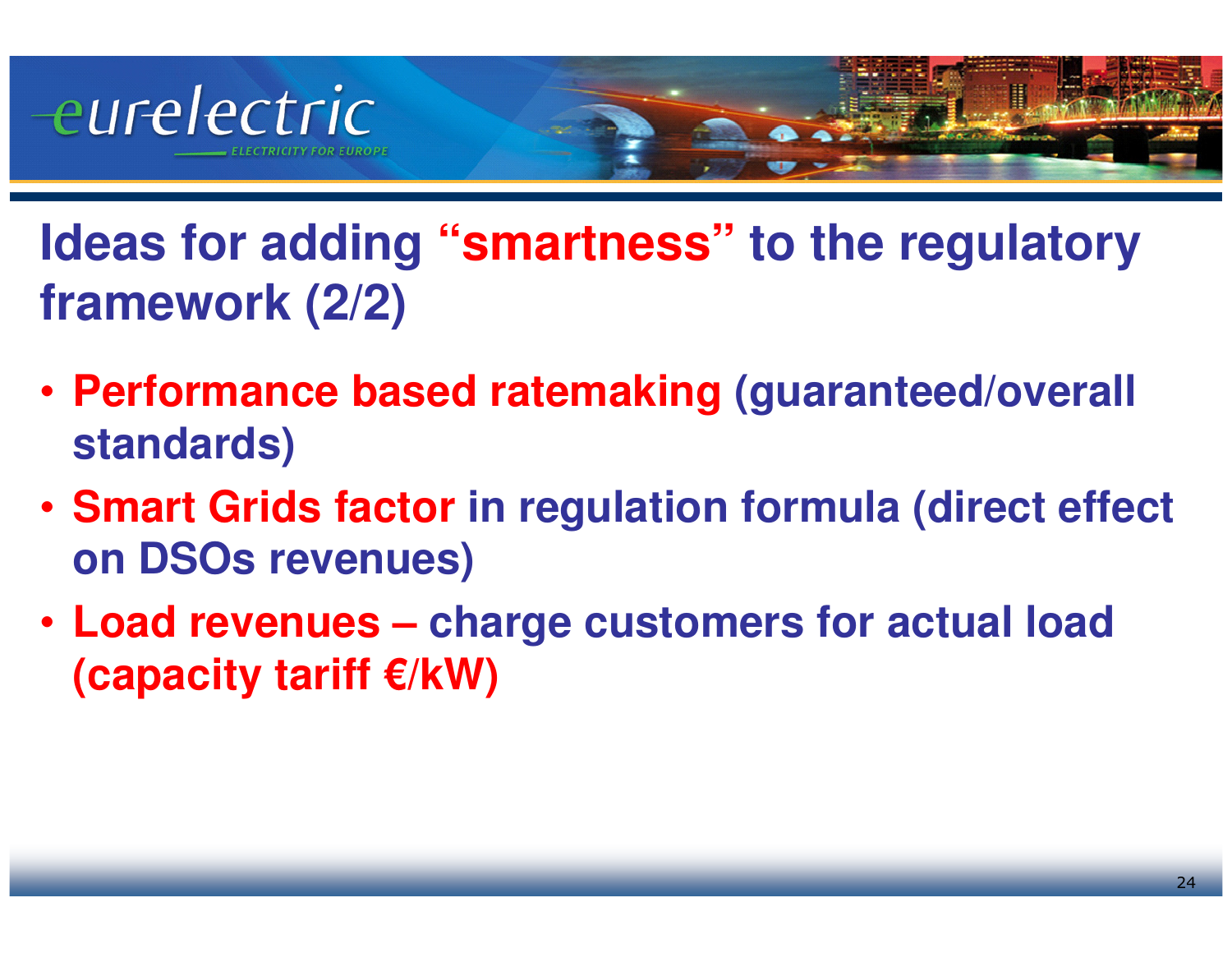# Ideas for adding "smartness" to the regulatory framework (2/2)

- **Performance based ratemaking** (guaranteed/overall standards)
- **Smart Grids factor** in regulation formula (direct effect on DSOs revenues)
- **Load revenues** – charge customers for actual load **(capacity tariff €/kW)**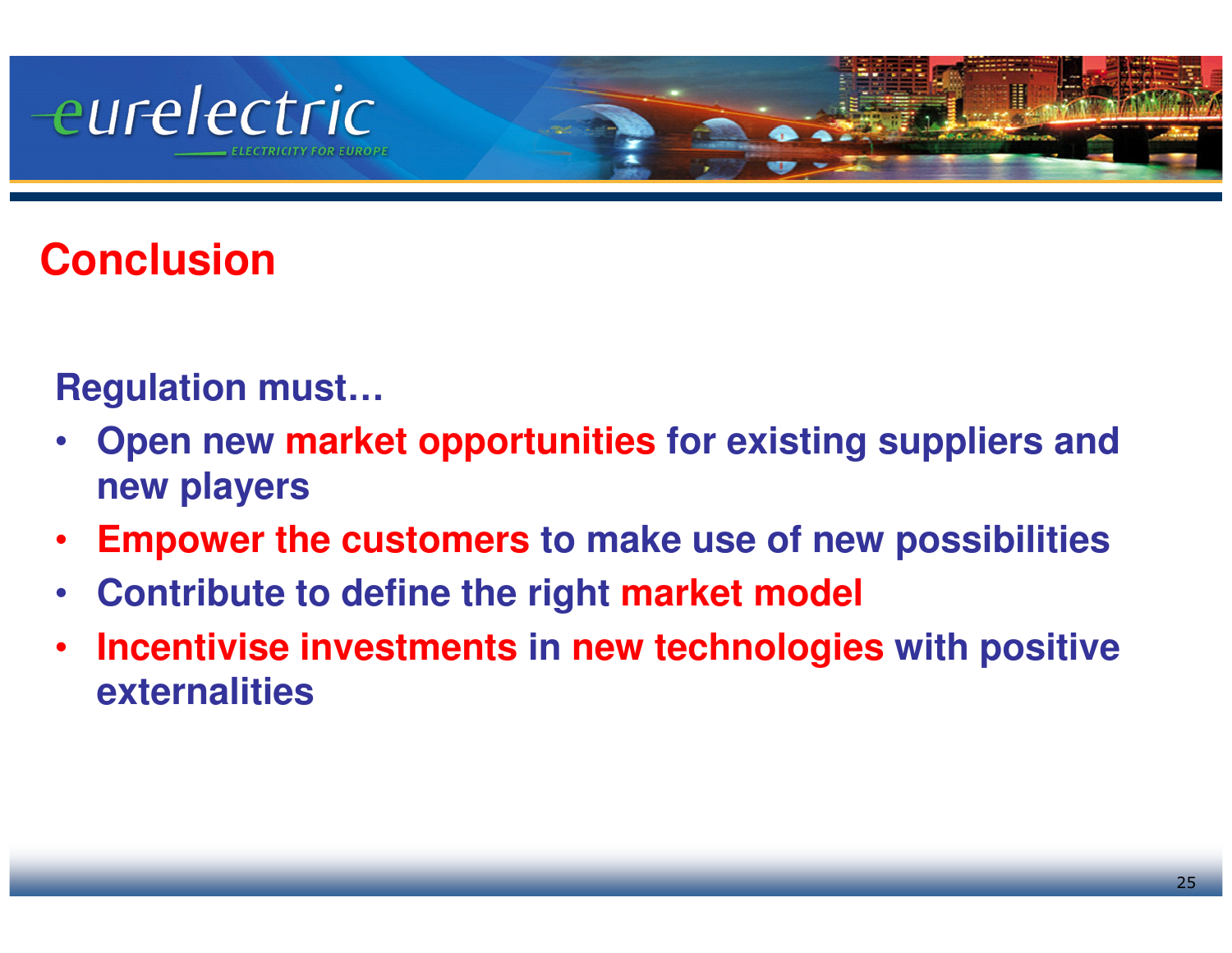## Conclusion

**Regulation must…**

- **Open new market opportunities for existing suppliers and new players**
- **Empower the customers to make use of new possibilities**
- **Contribute to define the right market model**
- **Incentivise investments in new technologies with positive externalities**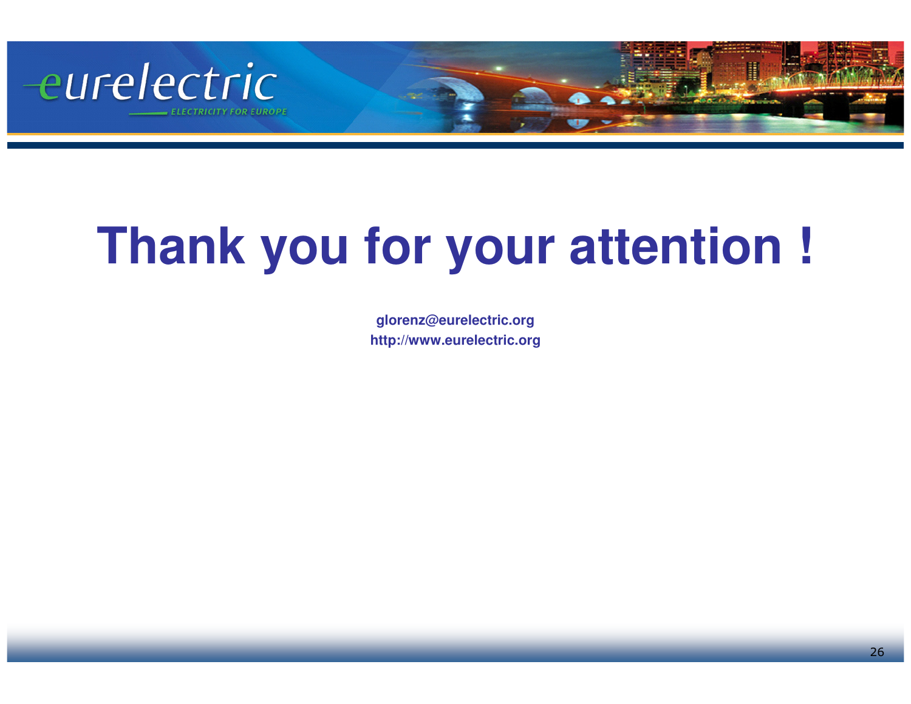# Thank you for your attention !

**glorenz@eurelectric.org**
**http://www.eurelectric.org**